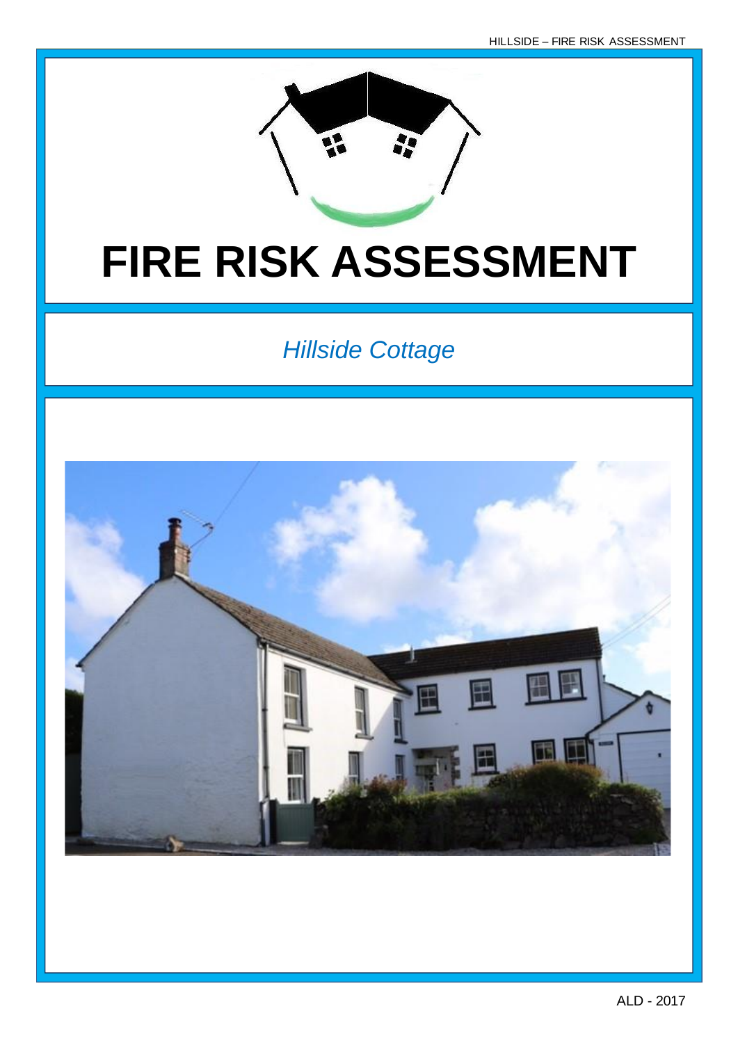# FIRE RISK ASSESSMENT

*Hillside Cottage*

ALD - 2017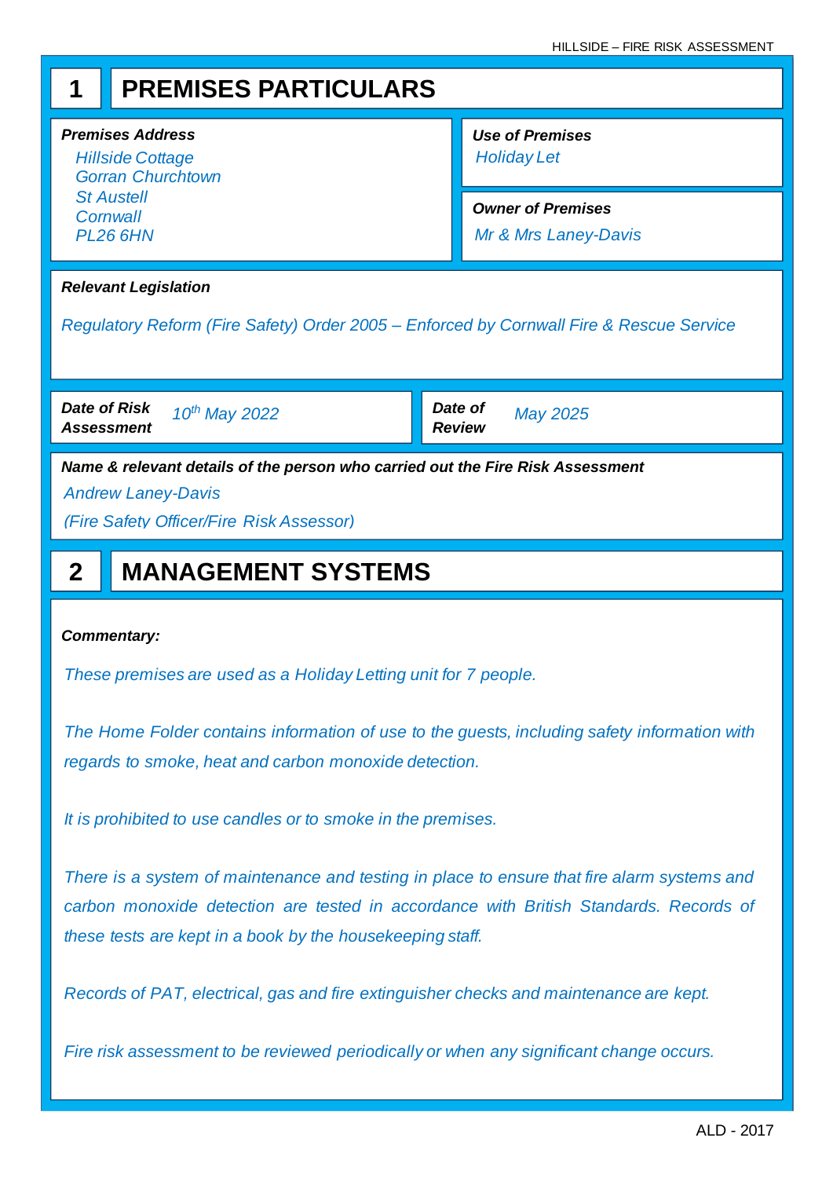## 1 PREMISES PARTICULARS

**Premises Address**

*Hillside Cottage*
*Gorran Churchtown*
*St Austell*
*Cornwall*
*PL26 6HN*

**Use of Premises**

*Holiday Let*

**Owner of Premises**

*Mr & Mrs Laney-Davis*

**Relevant Legislation**

*Regulatory Reform (Fire Safety) Order 2005 – Enforced by Cornwall Fire & Rescue Service*

| **Date of Risk Assessment** | *10th May 2022* | **Date of Review** | *May 2025* |
|---|---|---|---|

**Name & relevant details of the person who carried out the Fire Risk Assessment**

*Andrew Laney-Davis*

*(Fire Safety Officer/Fire Risk Assessor)*

## 2 MANAGEMENT SYSTEMS

**Commentary:**

*These premises are used as a Holiday Letting unit for 7 people.*

*The Home Folder contains information of use to the guests, including safety information with regards to smoke, heat and carbon monoxide detection.*

*It is prohibited to use candles or to smoke in the premises.*

*There is a system of maintenance and testing in place to ensure that fire alarm systems and carbon monoxide detection are tested in accordance with British Standards. Records of these tests are kept in a book by the housekeeping staff.*

*Records of PAT, electrical, gas and fire extinguisher checks and maintenance are kept.*

*Fire risk assessment to be reviewed periodically or when any significant change occurs.*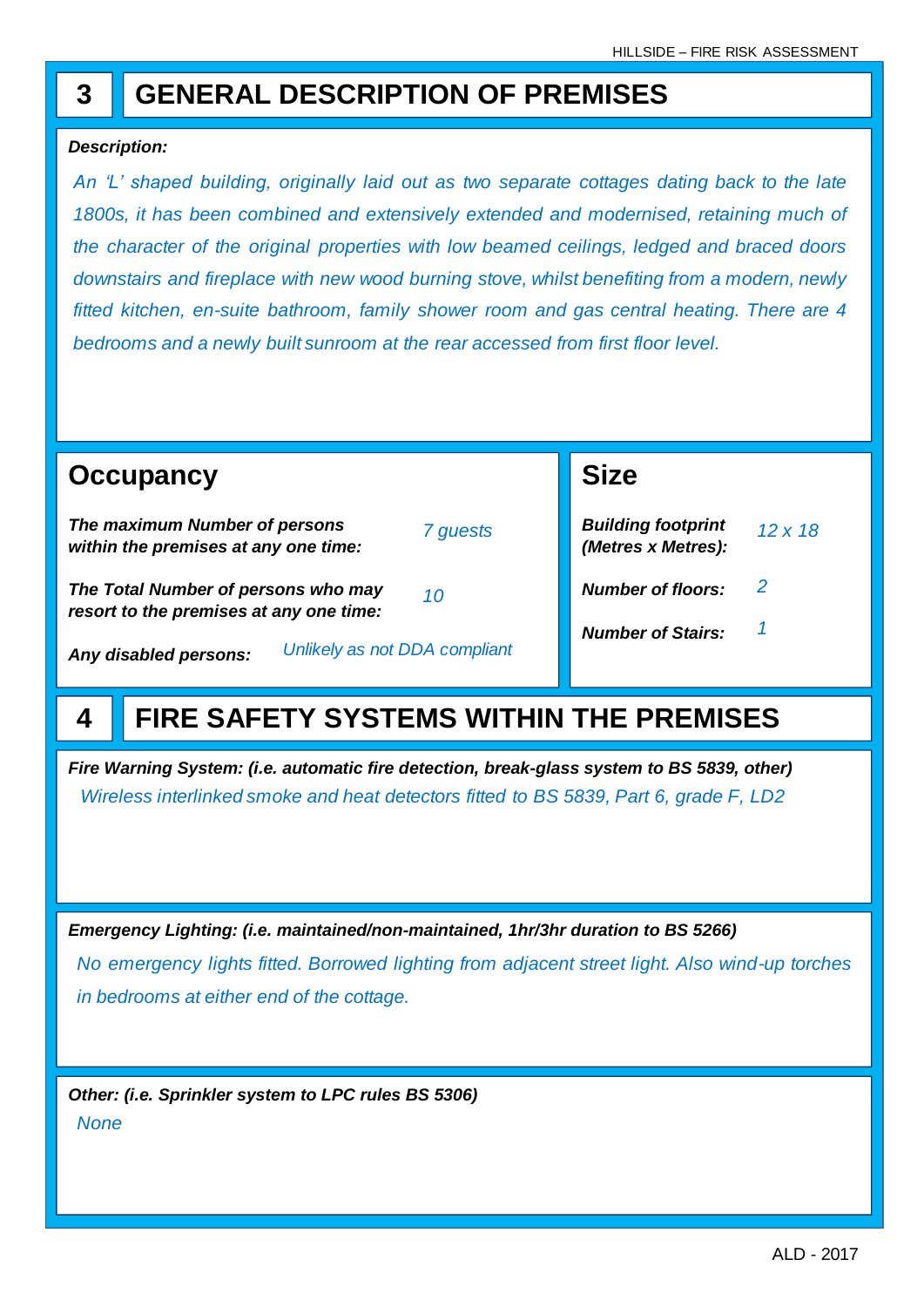## 3 GENERAL DESCRIPTION OF PREMISES

***Description:***

*An 'L' shaped building, originally laid out as two separate cottages dating back to the late 1800s, it has been combined and extensively extended and modernised, retaining much of the character of the original properties with low beamed ceilings, ledged and braced doors downstairs and fireplace with new wood burning stove, whilst benefiting from a modern, newly fitted kitchen, en-suite bathroom, family shower room and gas central heating. There are 4 bedrooms and a newly built sunroom at the rear accessed from first floor level.*

### Occupancy

***The maximum Number of persons within the premises at any one time:*** *7 guests*

***The Total Number of persons who may resort to the premises at any one time:*** *10*

***Any disabled persons:*** *Unlikely as not DDA compliant*

### Size

***Building footprint (Metres x Metres):*** *12 x 18*

***Number of floors:*** *2*

***Number of Stairs:*** *1*

## 4 FIRE SAFETY SYSTEMS WITHIN THE PREMISES

***Fire Warning System: (i.e. automatic fire detection, break-glass system to BS 5839, other)***

*Wireless interlinked smoke and heat detectors fitted to BS 5839, Part 6, grade F, LD2*

***Emergency Lighting: (i.e. maintained/non-maintained, 1hr/3hr duration to BS 5266)***

*No emergency lights fitted. Borrowed lighting from adjacent street light. Also wind-up torches in bedrooms at either end of the cottage.*

***Other: (i.e. Sprinkler system to LPC rules BS 5306)***

*None*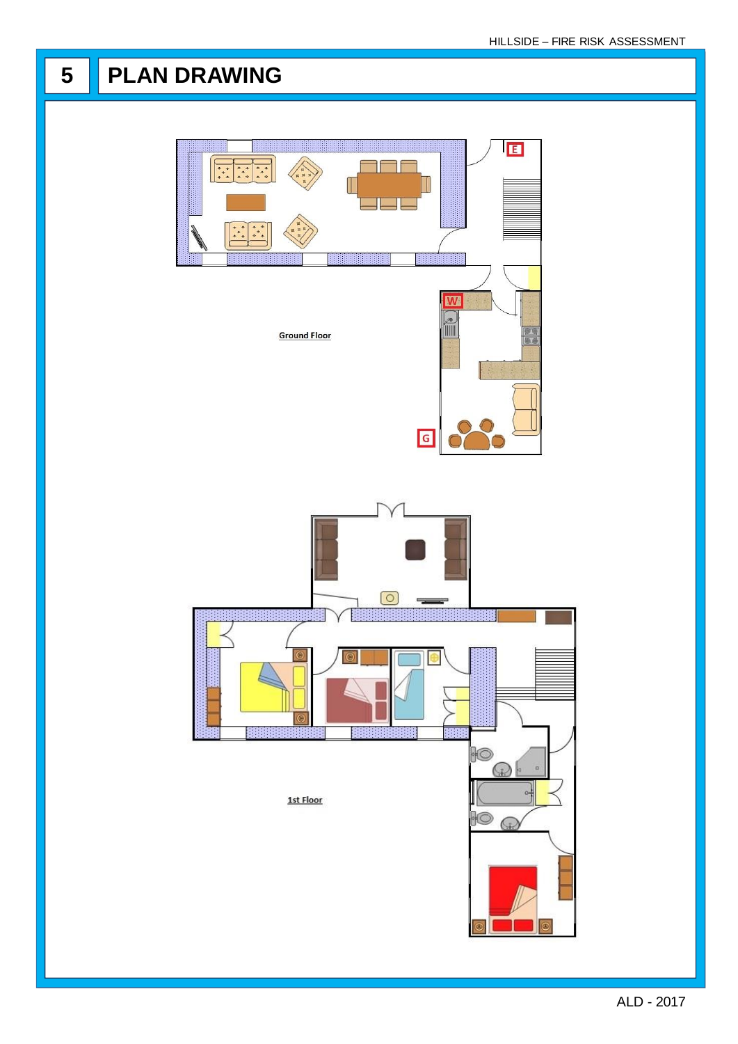# 5 PLAN DRAWING

E

W

Ground Floor

G

1st Floor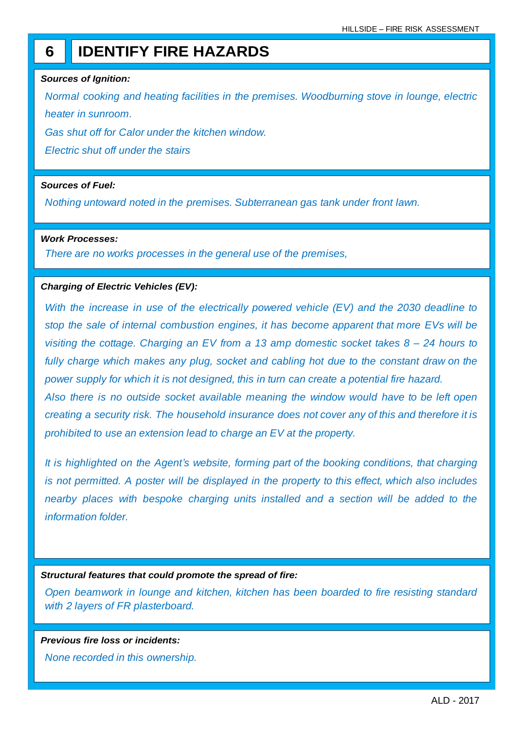# 6 IDENTIFY FIRE HAZARDS

***Sources of Ignition:***

*Normal cooking and heating facilities in the premises. Woodburning stove in lounge, electric heater in sunroom.*

*Gas shut off for Calor under the kitchen window.*

*Electric shut off under the stairs*

***Sources of Fuel:***

*Nothing untoward noted in the premises. Subterranean gas tank under front lawn.*

***Work Processes:***

*There are no works processes in the general use of the premises,*

***Charging of Electric Vehicles (EV):***

*With the increase in use of the electrically powered vehicle (EV) and the 2030 deadline to stop the sale of internal combustion engines, it has become apparent that more EVs will be visiting the cottage. Charging an EV from a 13 amp domestic socket takes 8 – 24 hours to fully charge which makes any plug, socket and cabling hot due to the constant draw on the power supply for which it is not designed, this in turn can create a potential fire hazard.*

*Also there is no outside socket available meaning the window would have to be left open creating a security risk. The household insurance does not cover any of this and therefore it is prohibited to use an extension lead to charge an EV at the property.*

*It is highlighted on the Agent's website, forming part of the booking conditions, that charging is not permitted. A poster will be displayed in the property to this effect, which also includes nearby places with bespoke charging units installed and a section will be added to the information folder.*

***Structural features that could promote the spread of fire:***

*Open beamwork in lounge and kitchen, kitchen has been boarded to fire resisting standard with 2 layers of FR plasterboard.*

***Previous fire loss or incidents:***

*None recorded in this ownership.*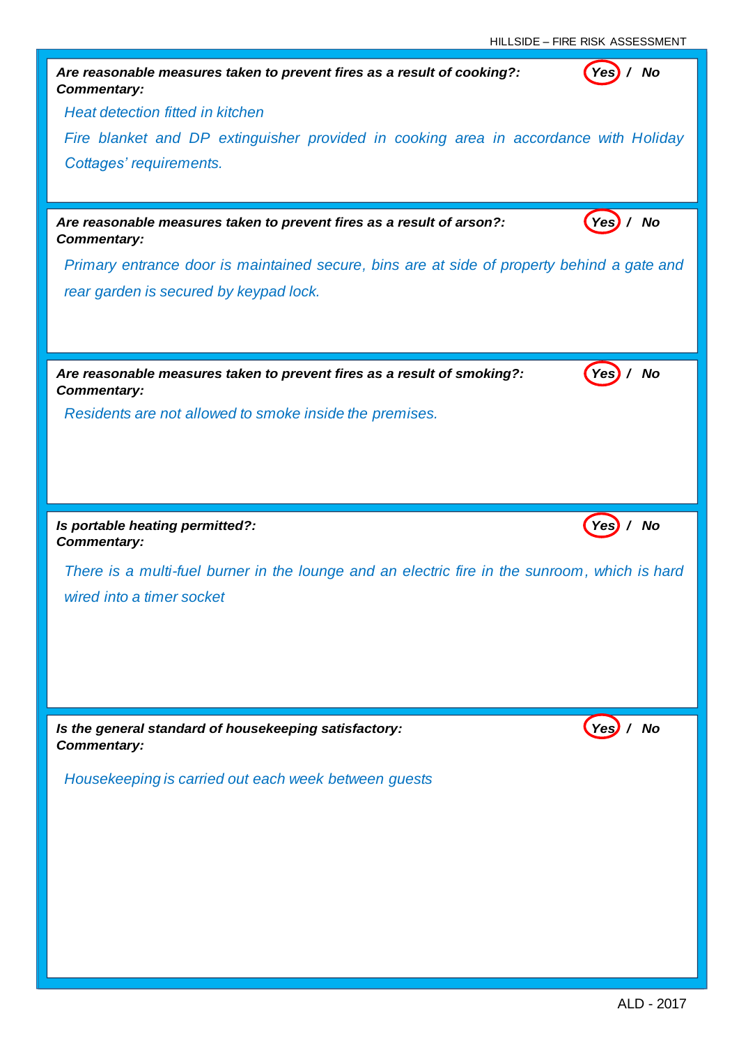***Are reasonable measures taken to prevent fires as a result of cooking?:*** ***Yes* / *No***

***Commentary:***

*Heat detection fitted in kitchen*

*Fire blanket and DP extinguisher provided in cooking area in accordance with Holiday Cottages' requirements.*

***Are reasonable measures taken to prevent fires as a result of arson?:*** ***Yes* / *No***

***Commentary:***

*Primary entrance door is maintained secure, bins are at side of property behind a gate and rear garden is secured by keypad lock.*

***Are reasonable measures taken to prevent fires as a result of smoking?:*** ***Yes* / *No***

***Commentary:***

*Residents are not allowed to smoke inside the premises.*

***Is portable heating permitted?:*** ***Yes* / *No***

***Commentary:***

*There is a multi-fuel burner in the lounge and an electric fire in the sunroom, which is hard wired into a timer socket*

***Is the general standard of housekeeping satisfactory:*** ***Yes* / *No***

***Commentary:***

*Housekeeping is carried out each week between guests*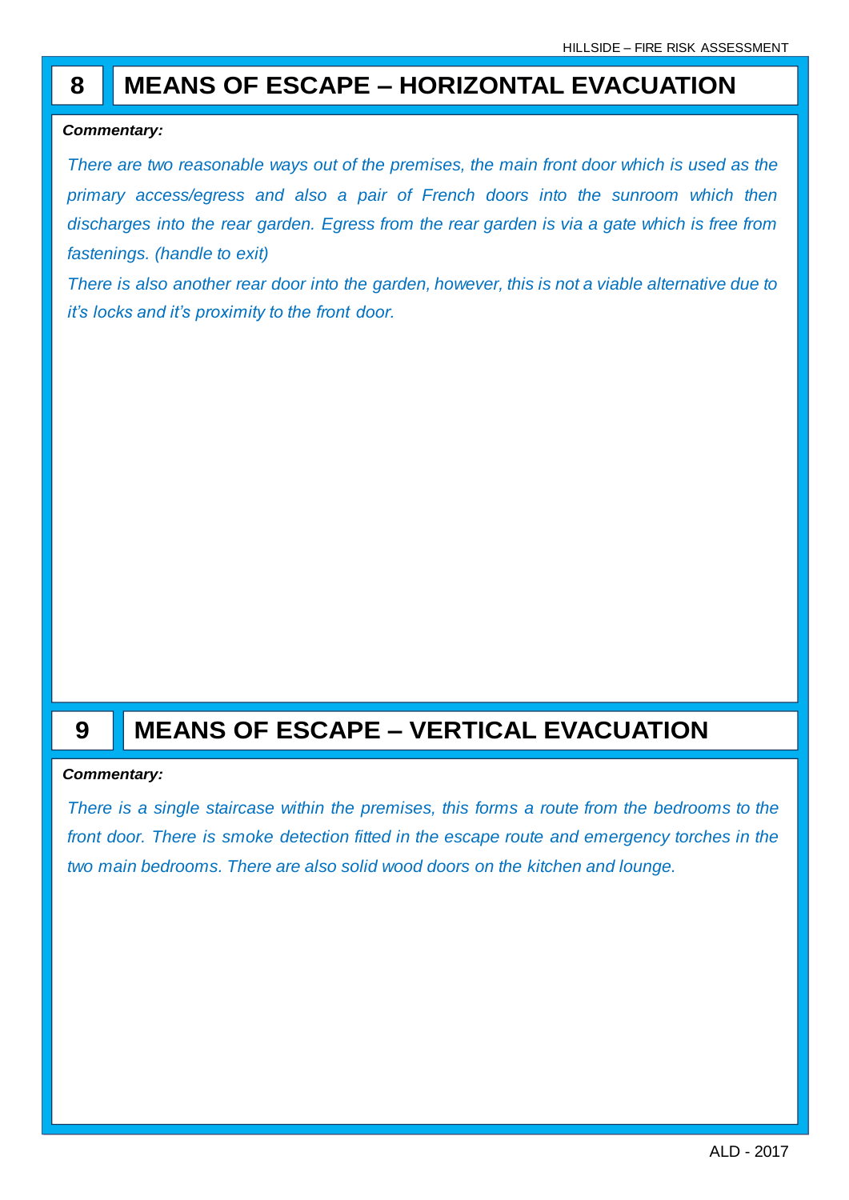## 8 MEANS OF ESCAPE – HORIZONTAL EVACUATION

***Commentary:***

*There are two reasonable ways out of the premises, the main front door which is used as the primary access/egress and also a pair of French doors into the sunroom which then discharges into the rear garden. Egress from the rear garden is via a gate which is free from fastenings. (handle to exit)*

*There is also another rear door into the garden, however, this is not a viable alternative due to it's locks and it's proximity to the front door.*

## 9 MEANS OF ESCAPE – VERTICAL EVACUATION

***Commentary:***

*There is a single staircase within the premises, this forms a route from the bedrooms to the front door. There is smoke detection fitted in the escape route and emergency torches in the two main bedrooms. There are also solid wood doors on the kitchen and lounge.*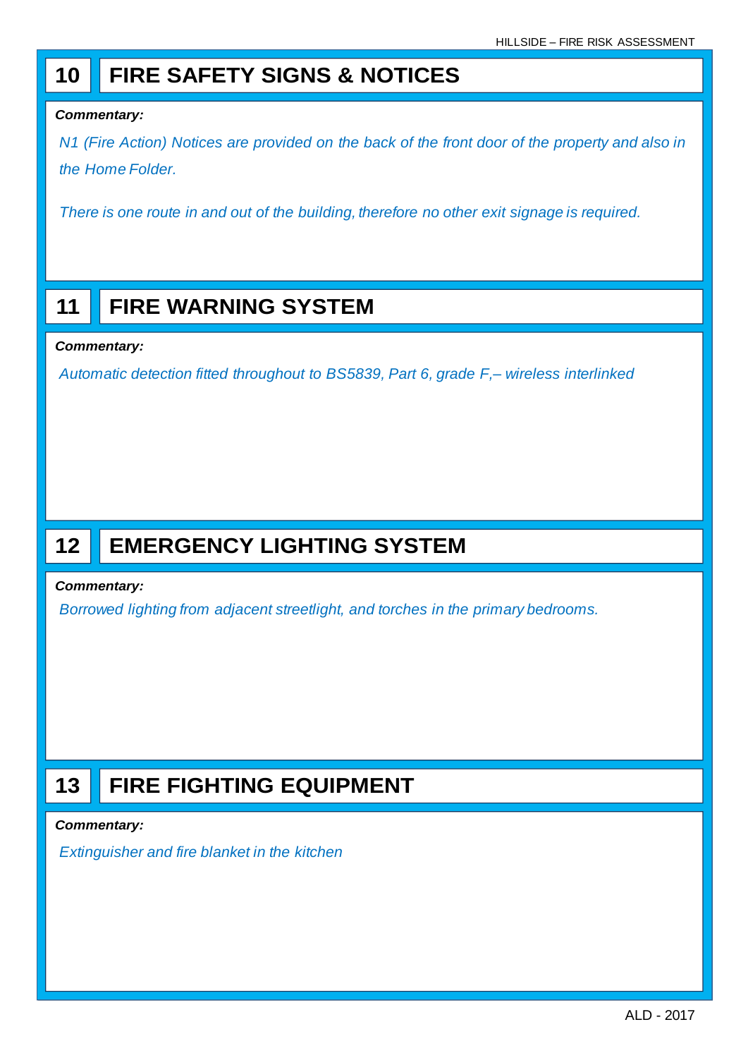## 10 FIRE SAFETY SIGNS & NOTICES

***Commentary:***

*N1 (Fire Action) Notices are provided on the back of the front door of the property and also in the Home Folder.*

*There is one route in and out of the building, therefore no other exit signage is required.*

## 11 FIRE WARNING SYSTEM

***Commentary:***

*Automatic detection fitted throughout to BS5839, Part 6, grade F,– wireless interlinked*

## 12 EMERGENCY LIGHTING SYSTEM

***Commentary:***

*Borrowed lighting from adjacent streetlight, and torches in the primary bedrooms.*

## 13 FIRE FIGHTING EQUIPMENT

***Commentary:***

*Extinguisher and fire blanket in the kitchen*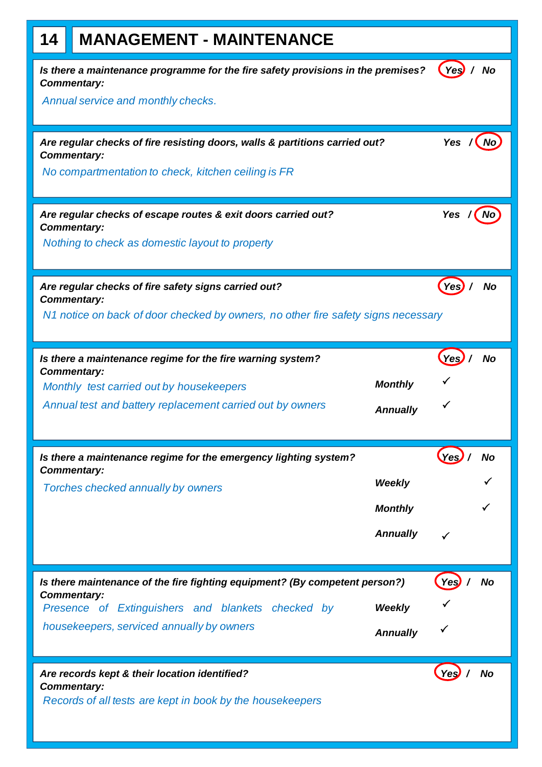# 14 MANAGEMENT - MAINTENANCE

**Is there a maintenance programme for the fire safety provisions in the premises?** **Yes** / No (circled: Yes)

**Commentary:**

*Annual service and monthly checks.*

---

**Are regular checks of fire resisting doors, walls & partitions carried out?** Yes / **No** (circled: No)

**Commentary:**

*No compartmentation to check, kitchen ceiling is FR*

---

**Are regular checks of escape routes & exit doors carried out?** Yes / **No** (circled: No)

**Commentary:**

*Nothing to check as domestic layout to property*

---

**Are regular checks of fire safety signs carried out?** **Yes** / No (circled: Yes)

**Commentary:**

*N1 notice on back of door checked by owners, no other fire safety signs necessary*

---

**Is there a maintenance regime for the fire warning system?** **Yes** / No (circled: Yes)

**Commentary:**

| Commentary | Frequency | Yes | No |
|---|---|---|---|
| *Monthly test carried out by housekeepers* | **Monthly** | ✓ | |
| *Annual test and battery replacement carried out by owners* | **Annually** | ✓ | |

---

**Is there a maintenance regime for the emergency lighting system?** **Yes** / No (circled: Yes)

**Commentary:**

| Commentary | Frequency | Yes | No |
|---|---|---|---|
| *Torches checked annually by owners* | **Weekly** | | ✓ |
| | **Monthly** | | ✓ |
| | **Annually** | ✓ | |

---

**Is there maintenance of the fire fighting equipment? (By competent person?)** **Yes** / No (circled: Yes)

**Commentary:**

| Commentary | Frequency | Yes | No |
|---|---|---|---|
| *Presence of Extinguishers and blankets checked by housekeepers, serviced annually by owners* | **Weekly** | ✓ | |
| | **Annually** | ✓ | |

---

**Are records kept & their location identified?** **Yes** / No (circled: Yes)

**Commentary:**

*Records of all tests are kept in book by the housekeepers*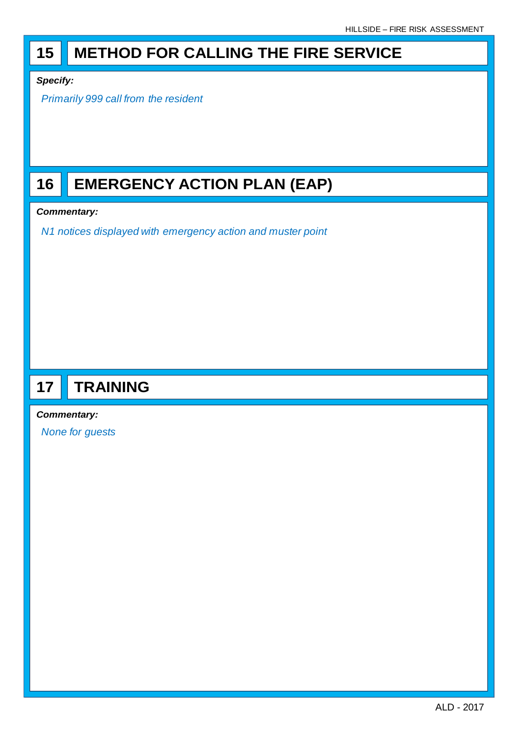## 15 METHOD FOR CALLING THE FIRE SERVICE

***Specify:***

*Primarily 999 call from the resident*

## 16 EMERGENCY ACTION PLAN (EAP)

***Commentary:***

*N1 notices displayed with emergency action and muster point*

## 17 TRAINING

***Commentary:***

*None for guests*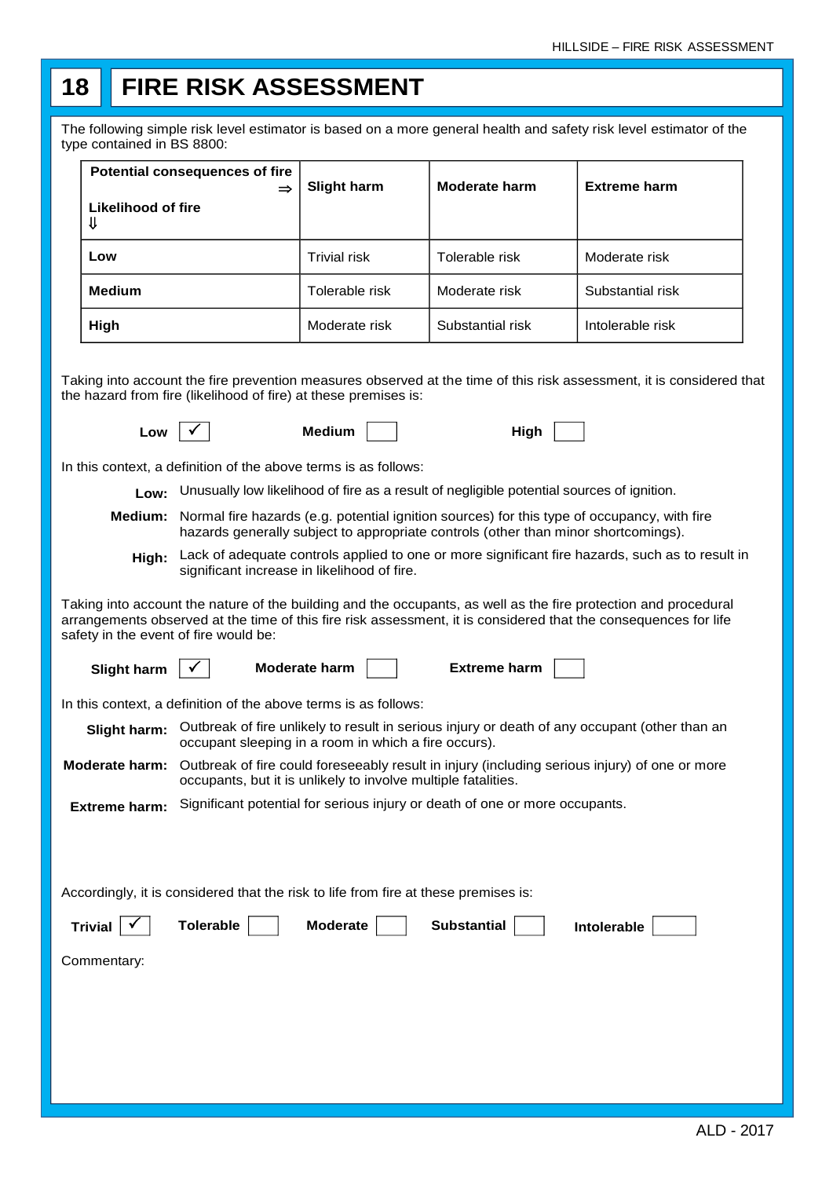# 18 FIRE RISK ASSESSMENT

The following simple risk level estimator is based on a more general health and safety risk level estimator of the type contained in BS 8800:

| **Potential consequences of fire** ⇒ <br> **Likelihood of fire** ⇓ | **Slight harm** | **Moderate harm** | **Extreme harm** |
|---|---|---|---|
| **Low** | Trivial risk | Tolerable risk | Moderate risk |
| **Medium** | Tolerable risk | Moderate risk | Substantial risk |
| **High** | Moderate risk | Substantial risk | Intolerable risk |

Taking into account the fire prevention measures observed at the time of this risk assessment, it is considered that the hazard from fire (likelihood of fire) at these premises is:

**Low** ☑ **Medium** ☐ **High** ☐

In this context, a definition of the above terms is as follows:

- **Low:** Unusually low likelihood of fire as a result of negligible potential sources of ignition.
- **Medium:** Normal fire hazards (e.g. potential ignition sources) for this type of occupancy, with fire hazards generally subject to appropriate controls (other than minor shortcomings).
- **High:** Lack of adequate controls applied to one or more significant fire hazards, such as to result in significant increase in likelihood of fire.

Taking into account the nature of the building and the occupants, as well as the fire protection and procedural arrangements observed at the time of this fire risk assessment, it is considered that the consequences for life safety in the event of fire would be:

**Slight harm** ☑ **Moderate harm** ☐ **Extreme harm** ☐

In this context, a definition of the above terms is as follows:

- **Slight harm:** Outbreak of fire unlikely to result in serious injury or death of any occupant (other than an occupant sleeping in a room in which a fire occurs).
- **Moderate harm:** Outbreak of fire could foreseeably result in injury (including serious injury) of one or more occupants, but it is unlikely to involve multiple fatalities.
- **Extreme harm:** Significant potential for serious injury or death of one or more occupants.

Accordingly, it is considered that the risk to life from fire at these premises is:

**Trivial** ☑ **Tolerable** ☐ **Moderate** ☐ **Substantial** ☐ **Intolerable** ☐

Commentary: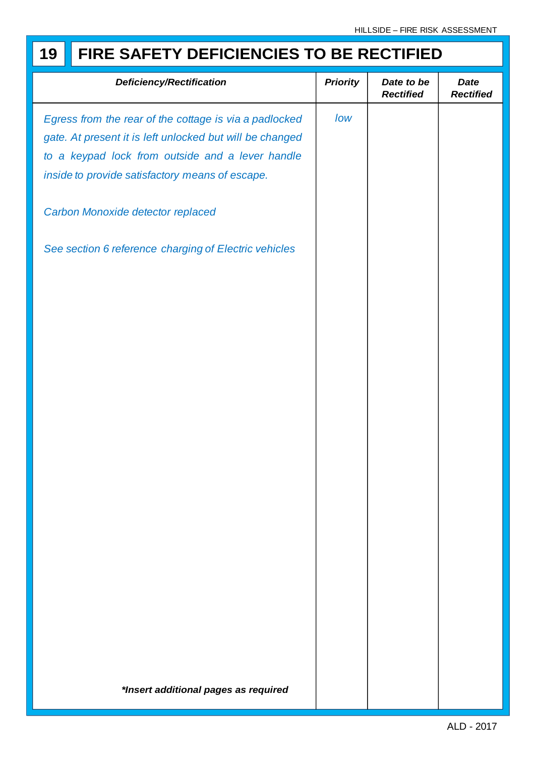# 19 FIRE SAFETY DEFICIENCIES TO BE RECTIFIED

| ***Deficiency/Rectification*** | ***Priority*** | ***Date to be Rectified*** | ***Date Rectified*** |
|---|---|---|---|
| *Egress from the rear of the cottage is via a padlocked gate. At present it is left unlocked but will be changed to a keypad lock from outside and a lever handle inside to provide satisfactory means of escape.* | *low* | | |
| *Carbon Monoxide detector replaced* | | | |
| *See section 6 reference charging of Electric vehicles* | | | |
| ***\*Insert additional pages as required*** | | | |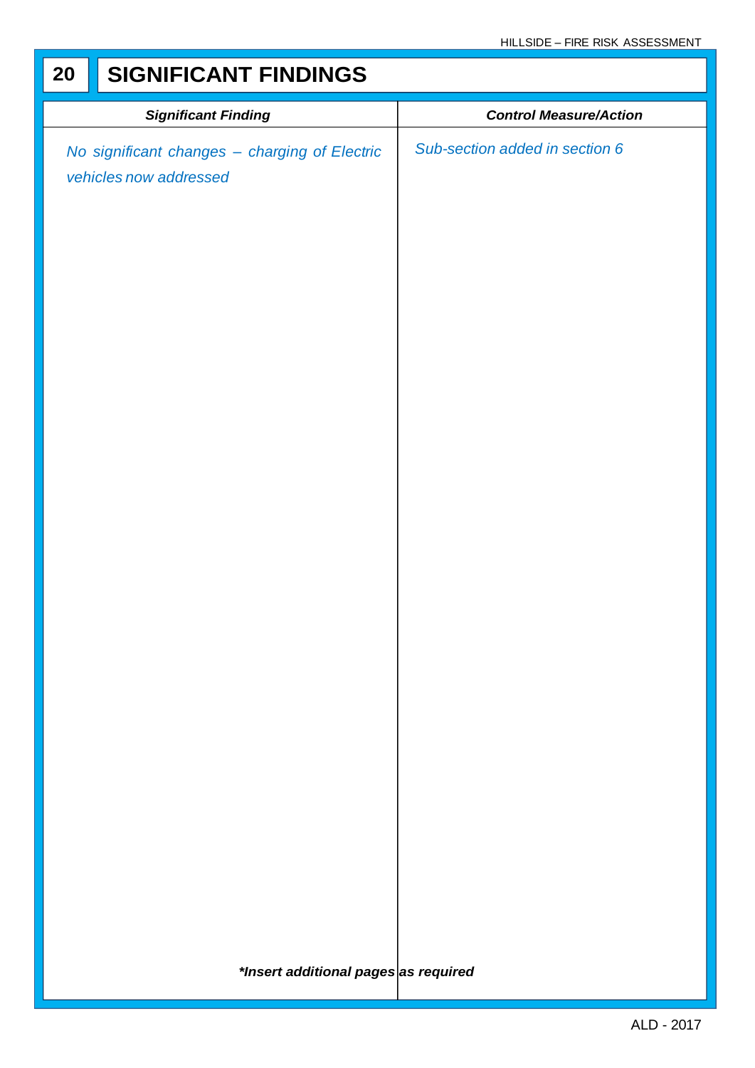## 20 SIGNIFICANT FINDINGS

| ***Significant Finding*** | ***Control Measure/Action*** |
| --- | --- |
| *No significant changes – charging of Electric vehicles now addressed* | *Sub-section added in section 6* |

***Insert additional pages as required**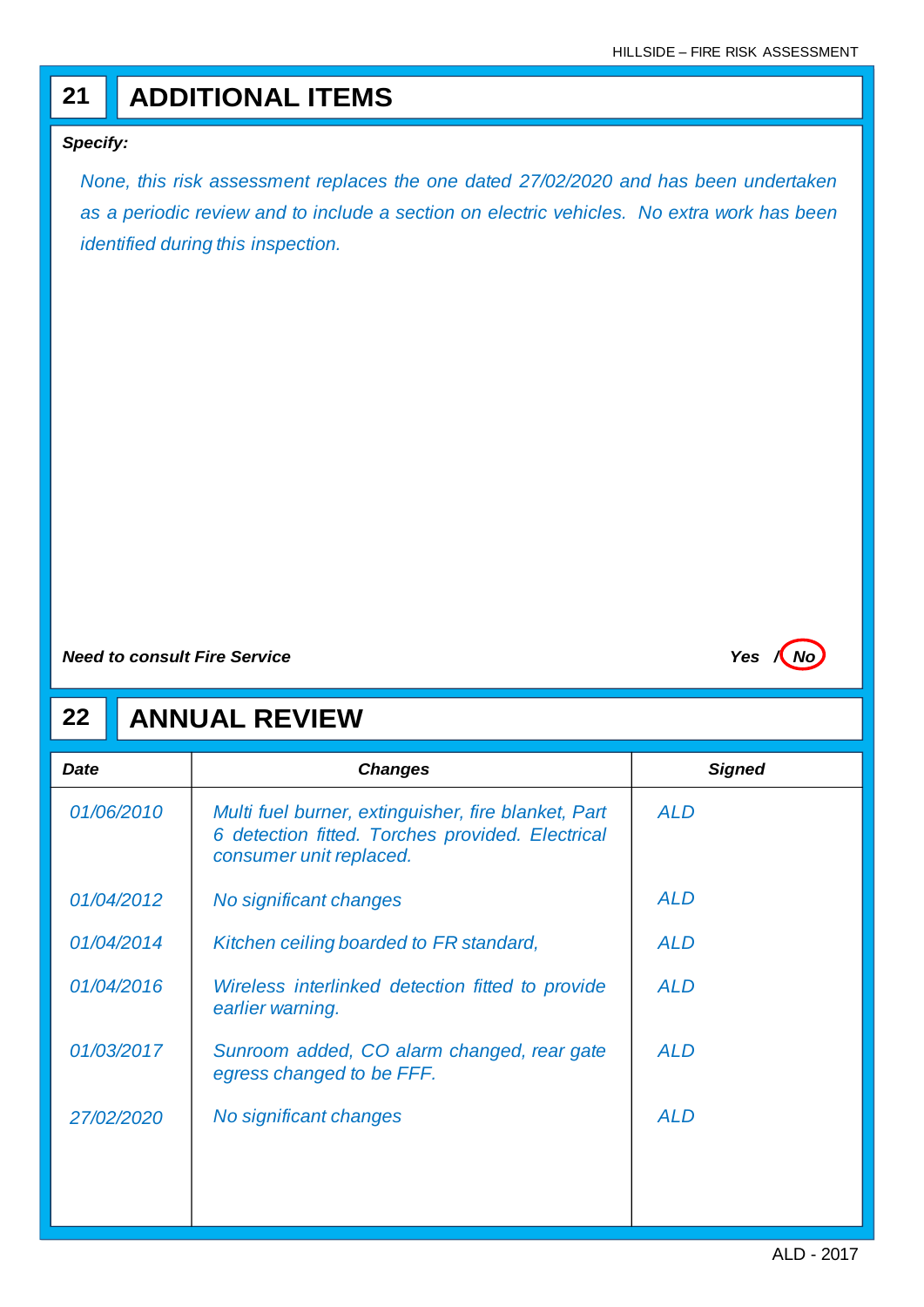## 21 ADDITIONAL ITEMS

***Specify:***

*None, this risk assessment replaces the one dated 27/02/2020 and has been undertaken as a periodic review and to include a section on electric vehicles. No extra work has been identified during this inspection.*

***Need to consult Fire Service*** — ***Yes / No*** (No circled)

## 22 ANNUAL REVIEW

| Date | Changes | Signed |
|---|---|---|
| *01/06/2010* | *Multi fuel burner, extinguisher, fire blanket, Part 6 detection fitted. Torches provided. Electrical consumer unit replaced.* | *ALD* |
| *01/04/2012* | *No significant changes* | *ALD* |
| *01/04/2014* | *Kitchen ceiling boarded to FR standard,* | *ALD* |
| *01/04/2016* | *Wireless interlinked detection fitted to provide earlier warning.* | *ALD* |
| *01/03/2017* | *Sunroom added, CO alarm changed, rear gate egress changed to be FFF.* | *ALD* |
| *27/02/2020* | *No significant changes* | *ALD* |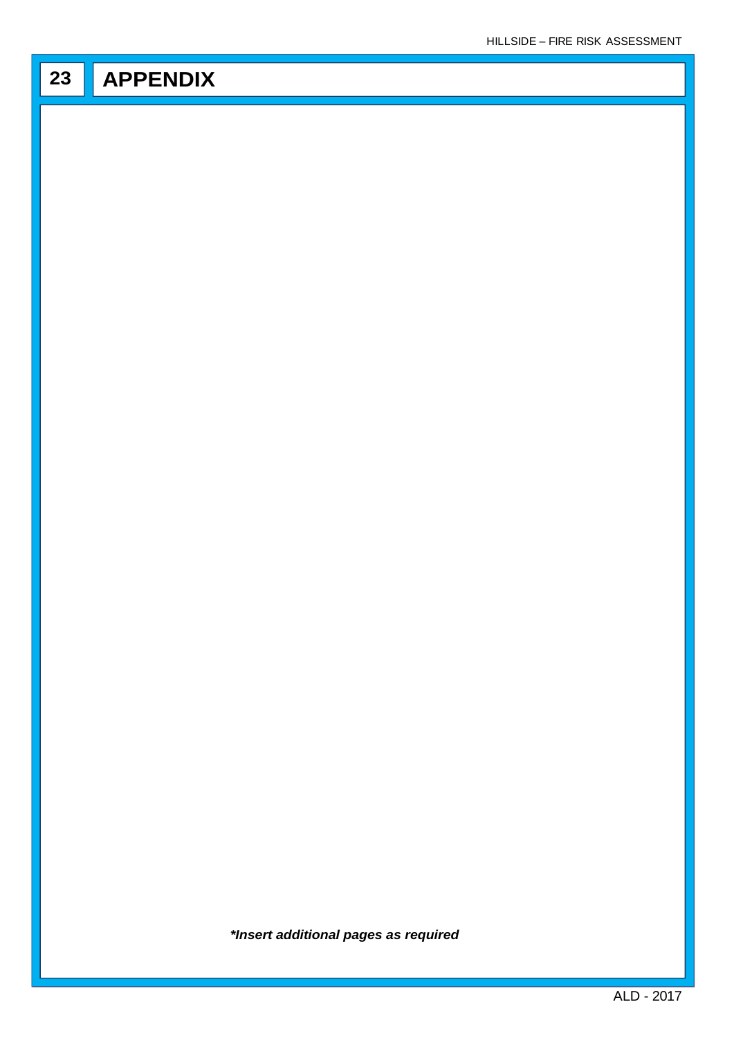# 23 APPENDIX

***Insert additional pages as required***